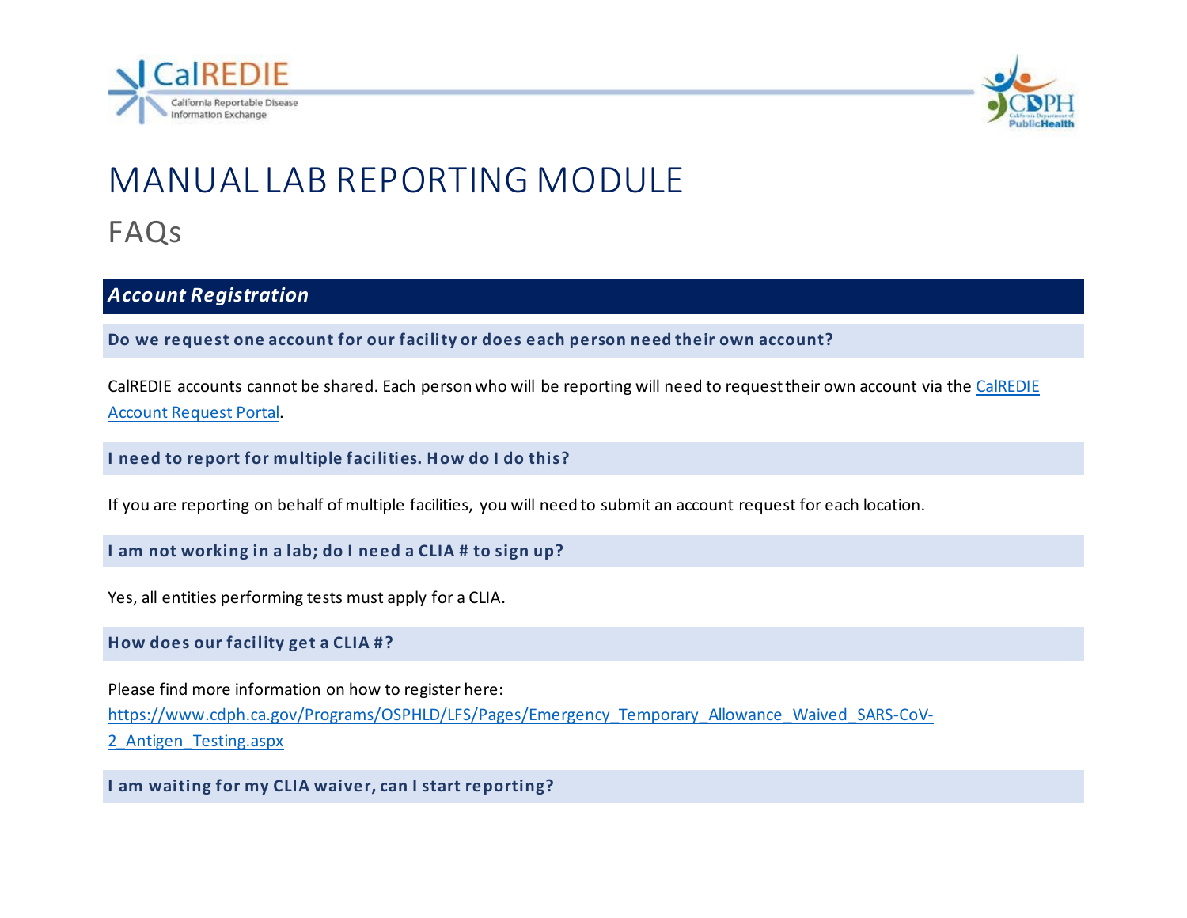# MANUAL LAB REPORTING MODULE

## FAQs

### *Account Registration*

**Do we request one account for our facility or does each person need their own account?**

CalREDIE accounts cannot be shared. Each person who will be reporting will need to request their own account via the [CalREDIE Account Request Portal](CalREDIE Account Request Portal).

**I need to report for multiple facilities. How do I do this?**

If you are reporting on behalf of multiple facilities, you will need to submit an account request for each location.

**I am not working in a lab; do I need a CLIA # to sign up?**

Yes, all entities performing tests must apply for a CLIA.

**How does our facility get a CLIA #?**

Please find more information on how to register here:
https://www.cdph.ca.gov/Programs/OSPHLD/LFS/Pages/Emergency_Temporary_Allowance_Waived_SARS-CoV-2_Antigen_Testing.aspx

**I am waiting for my CLIA waiver, can I start reporting?**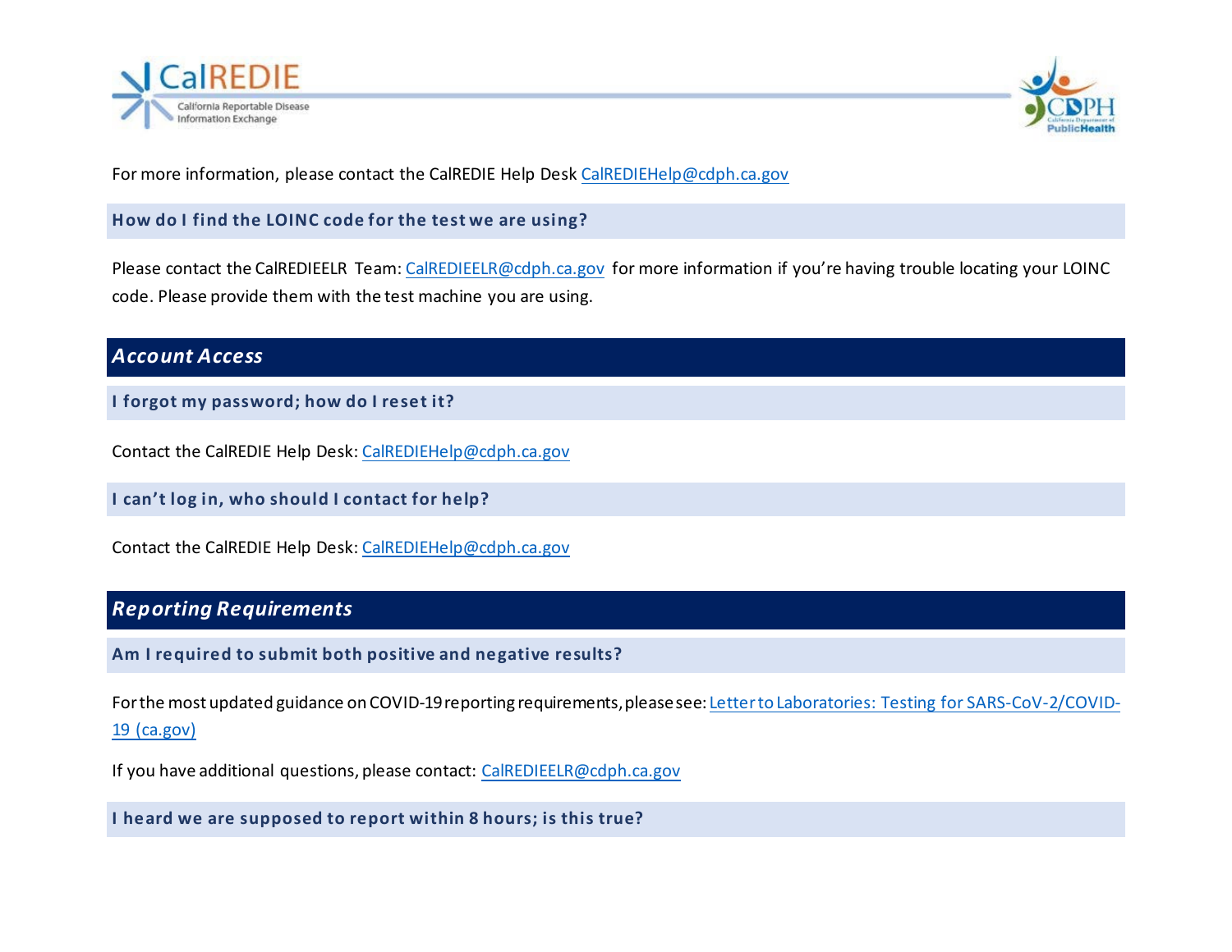For more information, please contact the CalREDIE Help Desk CalREDIEHelp@cdph.ca.gov

### How do I find the LOINC code for the test we are using?

Please contact the CalREDIEELR Team: CalREDIEELR@cdph.ca.gov for more information if you're having trouble locating your LOINC code. Please provide them with the test machine you are using.

## *Account Access*

### I forgot my password; how do I reset it?

Contact the CalREDIE Help Desk: CalREDIEHelp@cdph.ca.gov

### I can't log in, who should I contact for help?

Contact the CalREDIE Help Desk: CalREDIEHelp@cdph.ca.gov

## *Reporting Requirements*

### Am I required to submit both positive and negative results?

For the most updated guidance on COVID-19 reporting requirements, please see: Letter to Laboratories: Testing for SARS-CoV-2/COVID-19 (ca.gov)

If you have additional questions, please contact: CalREDIEELR@cdph.ca.gov

### I heard we are supposed to report within 8 hours; is this true?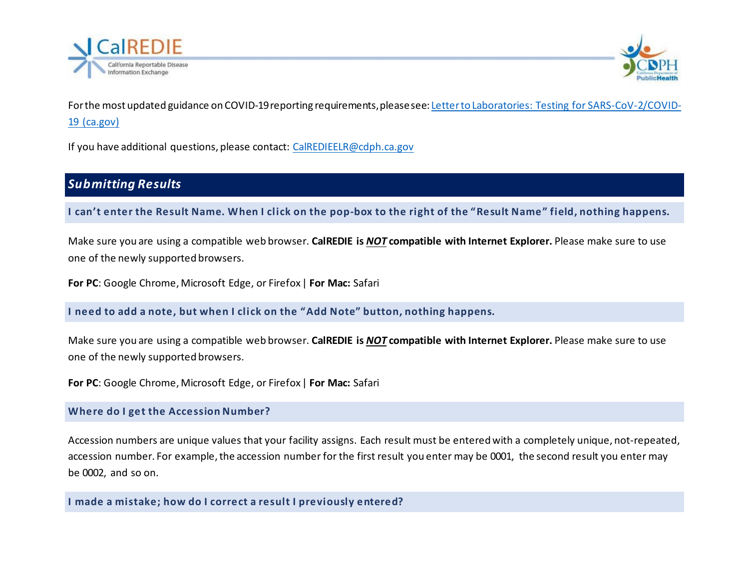For the most updated guidance on COVID-19 reporting requirements, please see: [Letter to Laboratories: Testing for SARS-CoV-2/COVID-19 (ca.gov)](#)

If you have additional questions, please contact: [CalREDIEELR@cdph.ca.gov](mailto:CalREDIEELR@cdph.ca.gov)

## *Submitting Results*

### I can't enter the Result Name. When I click on the pop-box to the right of the "Result Name" field, nothing happens.

Make sure you are using a compatible web browser. **CalREDIE is *NOT* compatible with Internet Explorer.** Please make sure to use one of the newly supported browsers.

**For PC**: Google Chrome, Microsoft Edge, or Firefox | **For Mac:** Safari

### I need to add a note, but when I click on the "Add Note" button, nothing happens.

Make sure you are using a compatible web browser. **CalREDIE is *NOT* compatible with Internet Explorer.** Please make sure to use one of the newly supported browsers.

**For PC**: Google Chrome, Microsoft Edge, or Firefox | **For Mac:** Safari

### Where do I get the Accession Number?

Accession numbers are unique values that your facility assigns. Each result must be entered with a completely unique, not-repeated, accession number. For example, the accession number for the first result you enter may be 0001, the second result you enter may be 0002, and so on.

### I made a mistake; how do I correct a result I previously entered?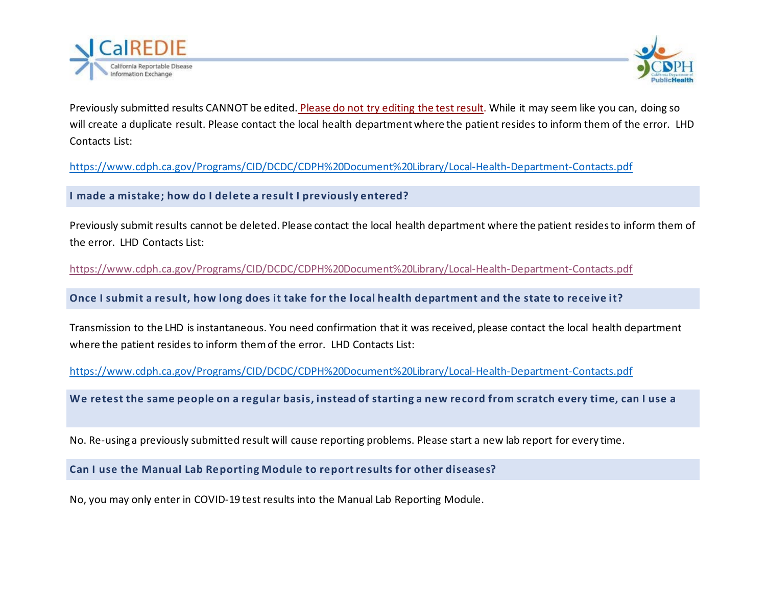Previously submitted results CANNOT be edited. Please do not try editing the test result. While it may seem like you can, doing so will create a duplicate result. Please contact the local health department where the patient resides to inform them of the error. LHD Contacts List:

https://www.cdph.ca.gov/Programs/CID/DCDC/CDPH%20Document%20Library/Local-Health-Department-Contacts.pdf

### I made a mistake; how do I delete a result I previously entered?

Previously submit results cannot be deleted. Please contact the local health department where the patient resides to inform them of the error. LHD Contacts List:

https://www.cdph.ca.gov/Programs/CID/DCDC/CDPH%20Document%20Library/Local-Health-Department-Contacts.pdf

### Once I submit a result, how long does it take for the local health department and the state to receive it?

Transmission to the LHD is instantaneous. You need confirmation that it was received, please contact the local health department where the patient resides to inform them of the error. LHD Contacts List:

https://www.cdph.ca.gov/Programs/CID/DCDC/CDPH%20Document%20Library/Local-Health-Department-Contacts.pdf

### We retest the same people on a regular basis, instead of starting a new record from scratch every time, can I use a

No. Re-using a previously submitted result will cause reporting problems. Please start a new lab report for every time.

### Can I use the Manual Lab Reporting Module to report results for other diseases?

No, you may only enter in COVID-19 test results into the Manual Lab Reporting Module.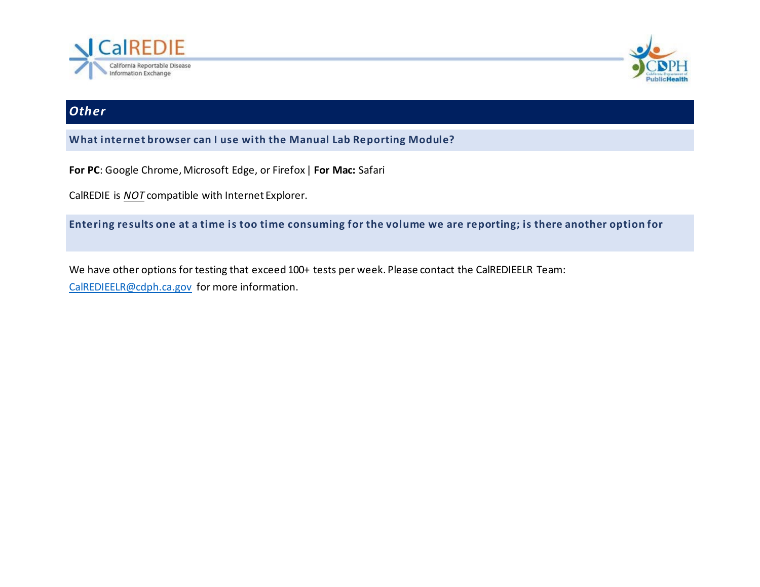## *Other*

### What internet browser can I use with the Manual Lab Reporting Module?

**For PC**: Google Chrome, Microsoft Edge, or Firefox | **For Mac:** Safari

CalREDIE is ***NOT*** compatible with Internet Explorer.

### Entering results one at a time is too time consuming for the volume we are reporting; is there another option for

We have other options for testing that exceed 100+ tests per week. Please contact the CalREDIEELR Team: [CalREDIEELR@cdph.ca.gov](mailto:CalREDIEELR@cdph.ca.gov) for more information.